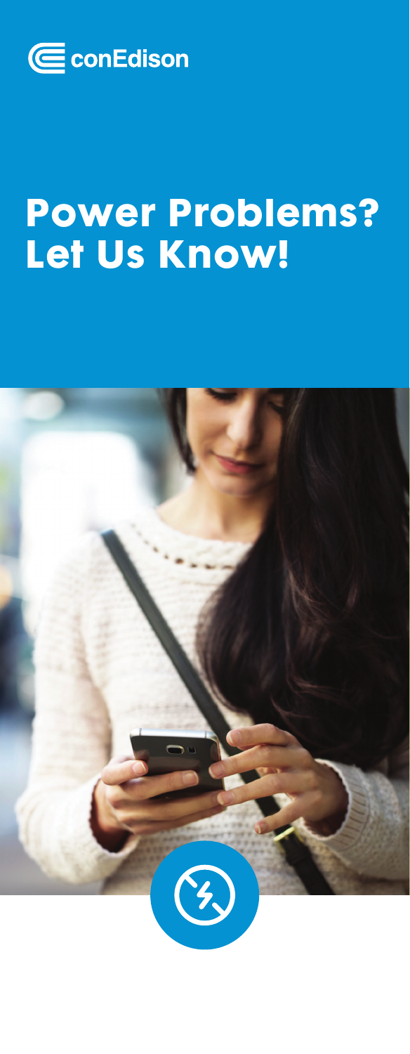conEdison

# Power Problems? Let Us Know!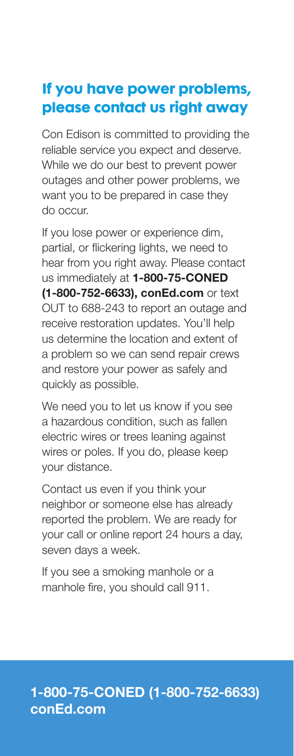## If you have power problems, please contact us right away

Con Edison is committed to providing the reliable service you expect and deserve. While we do our best to prevent power outages and other power problems, we want you to be prepared in case they do occur.

If you lose power or experience dim, partial, or flickering lights, we need to hear from you right away. Please contact us immediately at **1-800-75-CONED (1-800-752-6633), conEd.com** or text OUT to 688-243 to report an outage and receive restoration updates. You'll help us determine the location and extent of a problem so we can send repair crews and restore your power as safely and quickly as possible.

We need you to let us know if you see a hazardous condition, such as fallen electric wires or trees leaning against wires or poles. If you do, please keep your distance.

Contact us even if you think your neighbor or someone else has already reported the problem. We are ready for your call or online report 24 hours a day, seven days a week.

If you see a smoking manhole or a manhole fire, you should call 911.

**1-800-75-CONED (1-800-752-6633)**
**conEd.com**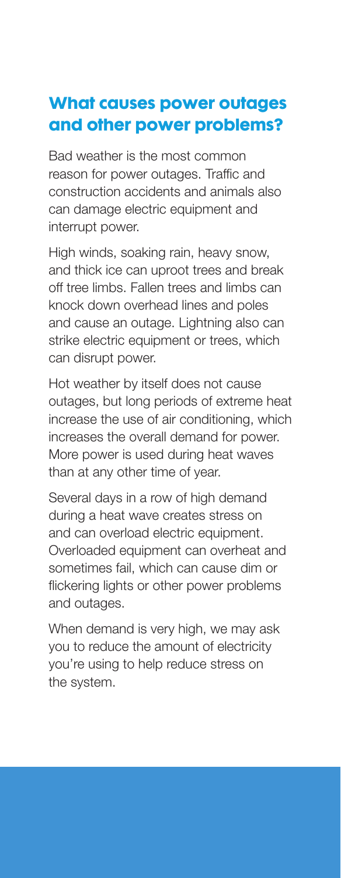## What causes power outages and other power problems?

Bad weather is the most common reason for power outages. Traffic and construction accidents and animals also can damage electric equipment and interrupt power.

High winds, soaking rain, heavy snow, and thick ice can uproot trees and break off tree limbs. Fallen trees and limbs can knock down overhead lines and poles and cause an outage. Lightning also can strike electric equipment or trees, which can disrupt power.

Hot weather by itself does not cause outages, but long periods of extreme heat increase the use of air conditioning, which increases the overall demand for power. More power is used during heat waves than at any other time of year.

Several days in a row of high demand during a heat wave creates stress on and can overload electric equipment. Overloaded equipment can overheat and sometimes fail, which can cause dim or flickering lights or other power problems and outages.

When demand is very high, we may ask you to reduce the amount of electricity you're using to help reduce stress on the system.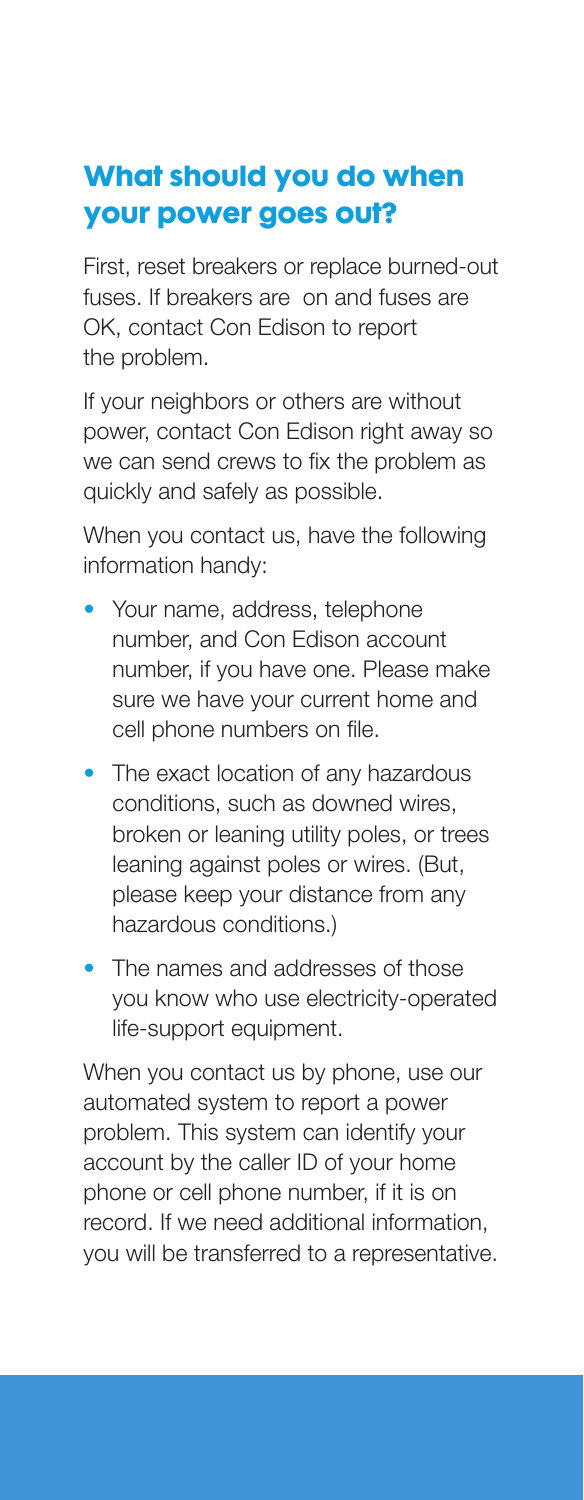## What should you do when your power goes out?

First, reset breakers or replace burned-out fuses. If breakers are on and fuses are OK, contact Con Edison to report the problem.

If your neighbors or others are without power, contact Con Edison right away so we can send crews to fix the problem as quickly and safely as possible.

When you contact us, have the following information handy:

- Your name, address, telephone number, and Con Edison account number, if you have one. Please make sure we have your current home and cell phone numbers on file.
- The exact location of any hazardous conditions, such as downed wires, broken or leaning utility poles, or trees leaning against poles or wires. (But, please keep your distance from any hazardous conditions.)
- The names and addresses of those you know who use electricity-operated life-support equipment.

When you contact us by phone, use our automated system to report a power problem. This system can identify your account by the caller ID of your home phone or cell phone number, if it is on record. If we need additional information, you will be transferred to a representative.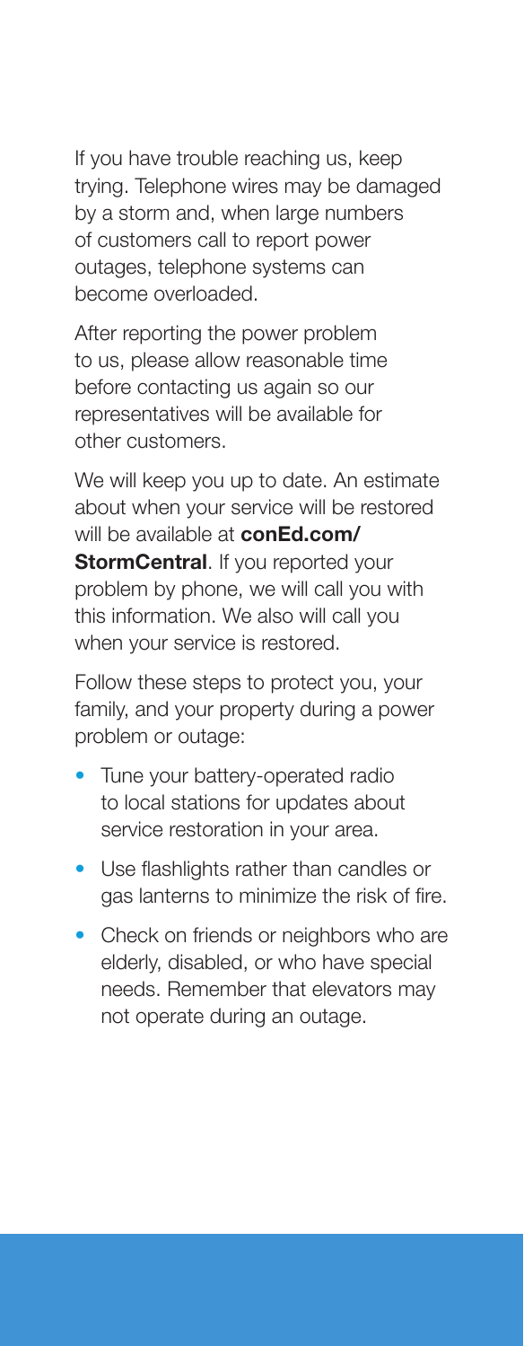If you have trouble reaching us, keep trying. Telephone wires may be damaged by a storm and, when large numbers of customers call to report power outages, telephone systems can become overloaded.

After reporting the power problem to us, please allow reasonable time before contacting us again so our representatives will be available for other customers.

We will keep you up to date. An estimate about when your service will be restored will be available at **conEd.com/StormCentral**. If you reported your problem by phone, we will call you with this information. We also will call you when your service is restored.

Follow these steps to protect you, your family, and your property during a power problem or outage:

- Tune your battery-operated radio to local stations for updates about service restoration in your area.
- Use flashlights rather than candles or gas lanterns to minimize the risk of fire.
- Check on friends or neighbors who are elderly, disabled, or who have special needs. Remember that elevators may not operate during an outage.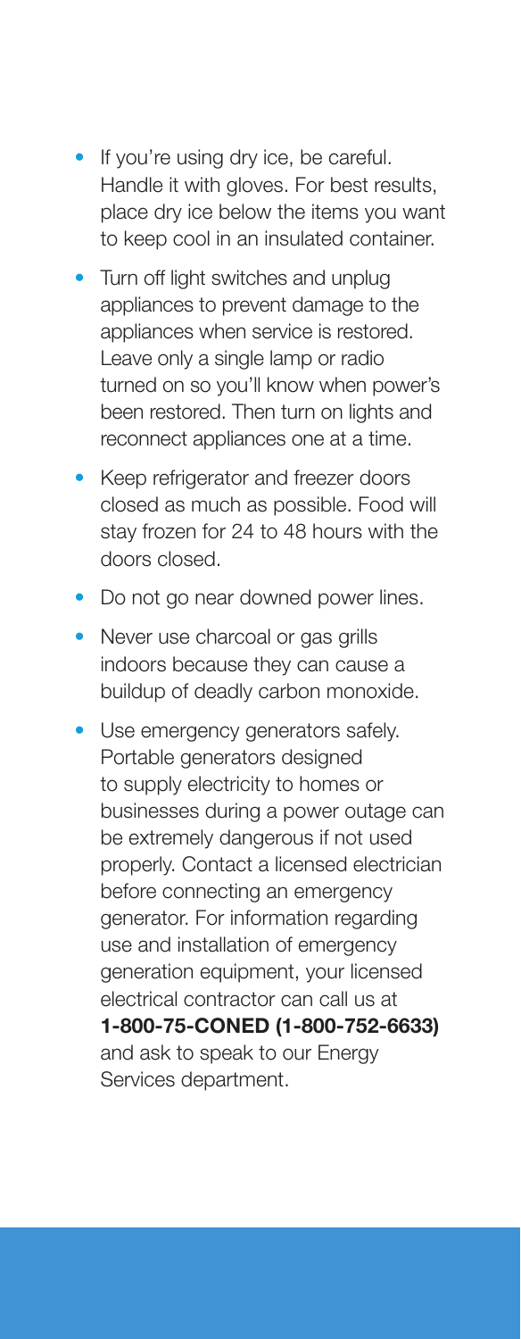- If you're using dry ice, be careful. Handle it with gloves. For best results, place dry ice below the items you want to keep cool in an insulated container.
- Turn off light switches and unplug appliances to prevent damage to the appliances when service is restored. Leave only a single lamp or radio turned on so you'll know when power's been restored. Then turn on lights and reconnect appliances one at a time.
- Keep refrigerator and freezer doors closed as much as possible. Food will stay frozen for 24 to 48 hours with the doors closed.
- Do not go near downed power lines.
- Never use charcoal or gas grills indoors because they can cause a buildup of deadly carbon monoxide.
- Use emergency generators safely. Portable generators designed to supply electricity to homes or businesses during a power outage can be extremely dangerous if not used properly. Contact a licensed electrician before connecting an emergency generator. For information regarding use and installation of emergency generation equipment, your licensed electrical contractor can call us at **1-800-75-CONED (1-800-752-6633)** and ask to speak to our Energy Services department.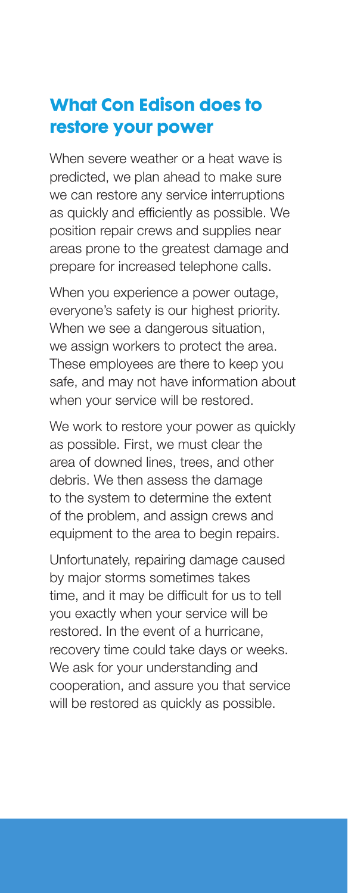## What Con Edison does to restore your power

When severe weather or a heat wave is predicted, we plan ahead to make sure we can restore any service interruptions as quickly and efficiently as possible. We position repair crews and supplies near areas prone to the greatest damage and prepare for increased telephone calls.

When you experience a power outage, everyone's safety is our highest priority. When we see a dangerous situation, we assign workers to protect the area. These employees are there to keep you safe, and may not have information about when your service will be restored.

We work to restore your power as quickly as possible. First, we must clear the area of downed lines, trees, and other debris. We then assess the damage to the system to determine the extent of the problem, and assign crews and equipment to the area to begin repairs.

Unfortunately, repairing damage caused by major storms sometimes takes time, and it may be difficult for us to tell you exactly when your service will be restored. In the event of a hurricane, recovery time could take days or weeks. We ask for your understanding and cooperation, and assure you that service will be restored as quickly as possible.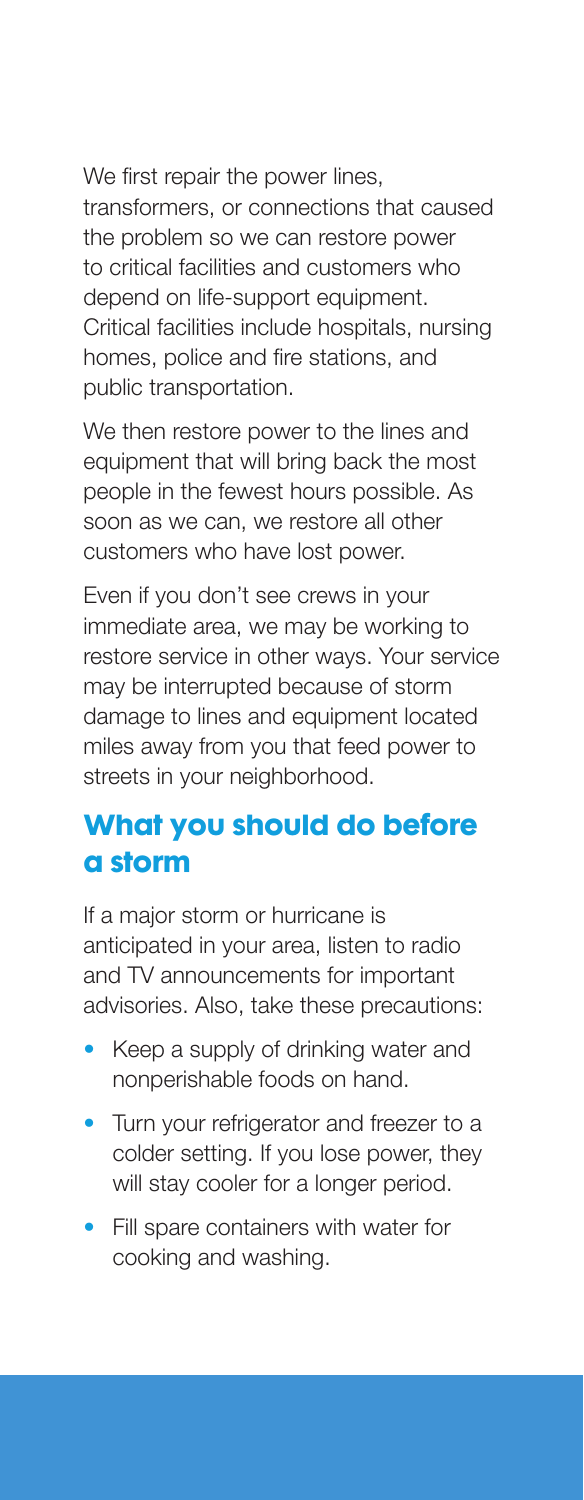We first repair the power lines, transformers, or connections that caused the problem so we can restore power to critical facilities and customers who depend on life-support equipment. Critical facilities include hospitals, nursing homes, police and fire stations, and public transportation.

We then restore power to the lines and equipment that will bring back the most people in the fewest hours possible. As soon as we can, we restore all other customers who have lost power.

Even if you don't see crews in your immediate area, we may be working to restore service in other ways. Your service may be interrupted because of storm damage to lines and equipment located miles away from you that feed power to streets in your neighborhood.

## What you should do before a storm

If a major storm or hurricane is anticipated in your area, listen to radio and TV announcements for important advisories. Also, take these precautions:

- Keep a supply of drinking water and nonperishable foods on hand.
- Turn your refrigerator and freezer to a colder setting. If you lose power, they will stay cooler for a longer period.
- Fill spare containers with water for cooking and washing.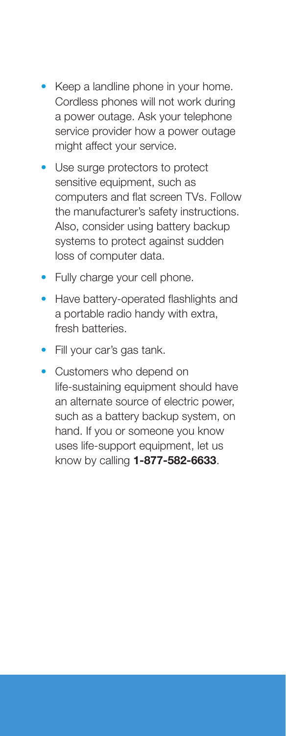- Keep a landline phone in your home. Cordless phones will not work during a power outage. Ask your telephone service provider how a power outage might affect your service.
- Use surge protectors to protect sensitive equipment, such as computers and flat screen TVs. Follow the manufacturer's safety instructions. Also, consider using battery backup systems to protect against sudden loss of computer data.
- Fully charge your cell phone.
- Have battery-operated flashlights and a portable radio handy with extra, fresh batteries.
- Fill your car's gas tank.
- Customers who depend on life-sustaining equipment should have an alternate source of electric power, such as a battery backup system, on hand. If you or someone you know uses life-support equipment, let us know by calling **1-877-582-6633**.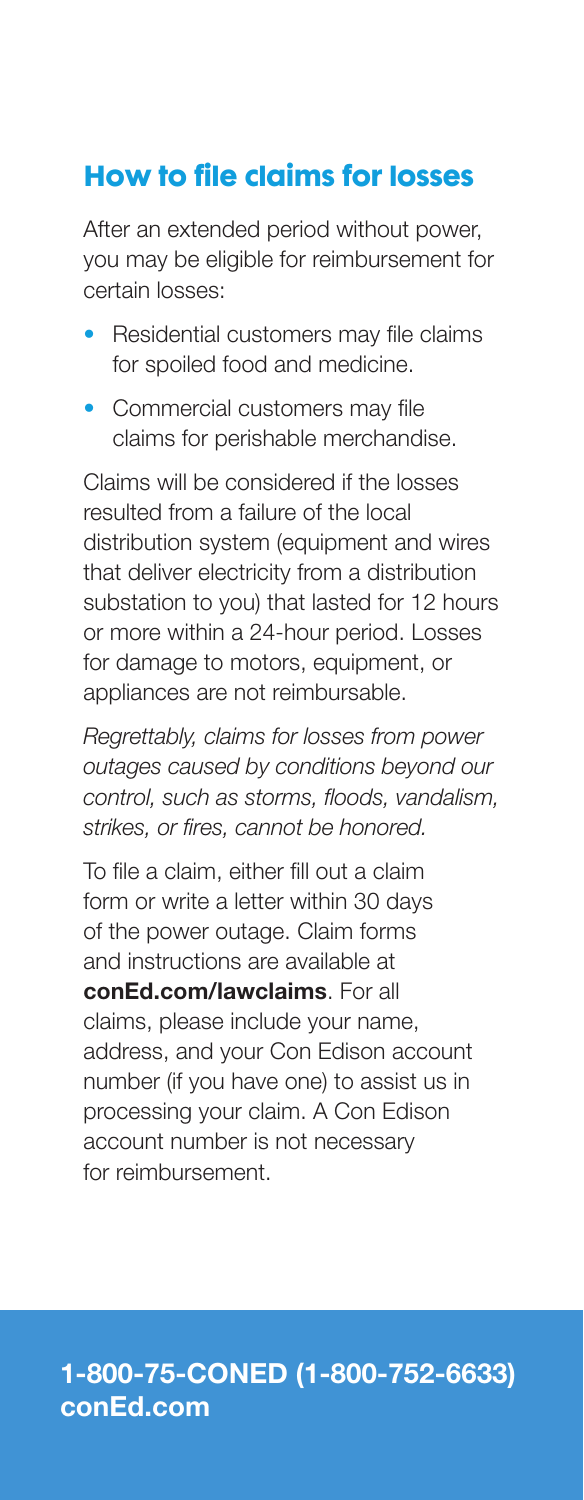## How to file claims for losses

After an extended period without power, you may be eligible for reimbursement for certain losses:

- Residential customers may file claims for spoiled food and medicine.
- Commercial customers may file claims for perishable merchandise.

Claims will be considered if the losses resulted from a failure of the local distribution system (equipment and wires that deliver electricity from a distribution substation to you) that lasted for 12 hours or more within a 24-hour period. Losses for damage to motors, equipment, or appliances are not reimbursable.

*Regrettably, claims for losses from power outages caused by conditions beyond our control, such as storms, floods, vandalism, strikes, or fires, cannot be honored.*

To file a claim, either fill out a claim form or write a letter within 30 days of the power outage. Claim forms and instructions are available at **conEd.com/lawclaims**. For all claims, please include your name, address, and your Con Edison account number (if you have one) to assist us in processing your claim. A Con Edison account number is not necessary for reimbursement.

**1-800-75-CONED (1-800-752-6633)**
**conEd.com**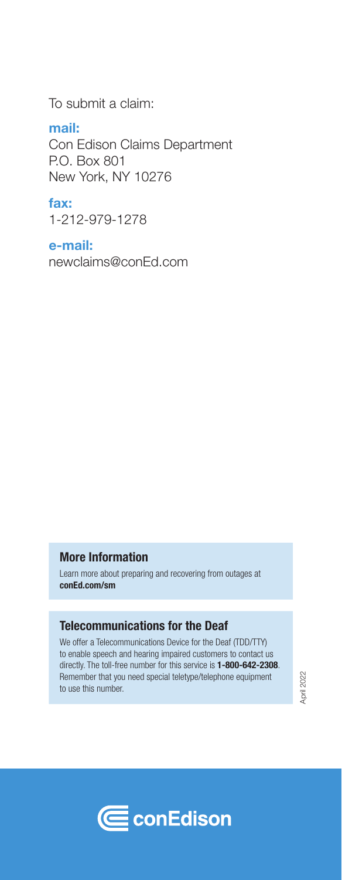To submit a claim:

**mail:**
Con Edison Claims Department
P.O. Box 801
New York, NY 10276

**fax:**
1-212-979-1278

**e-mail:**
newclaims@conEd.com

## More Information

Learn more about preparing and recovering from outages at **conEd.com/sm**

## Telecommunications for the Deaf

We offer a Telecommunications Device for the Deaf (TDD/TTY) to enable speech and hearing impaired customers to contact us directly. The toll-free number for this service is **1-800-642-2308**. Remember that you need special teletype/telephone equipment to use this number.

April 2022

conEdison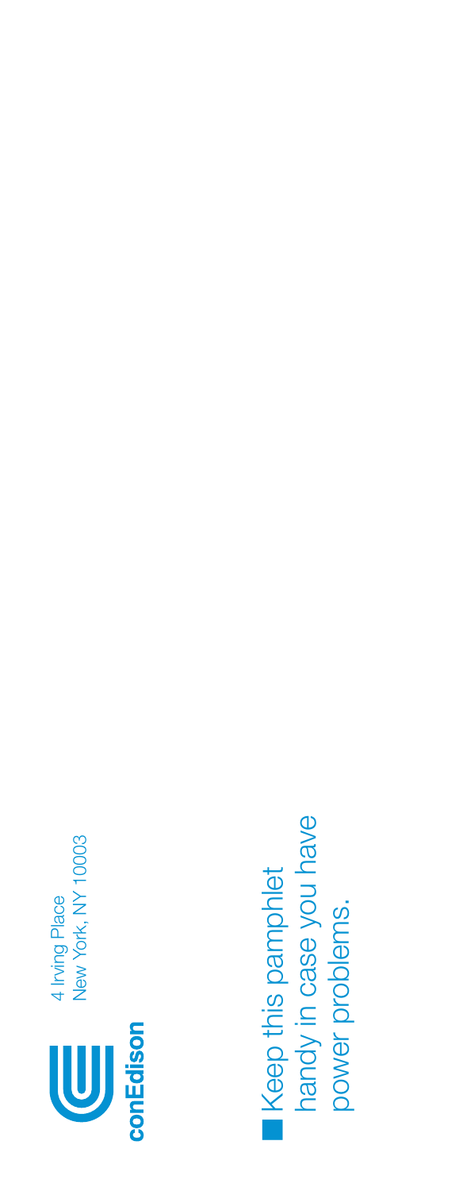conEdison

4 Irving Place
New York, NY 10003

Keep this pamphlet handy in case you have power problems.